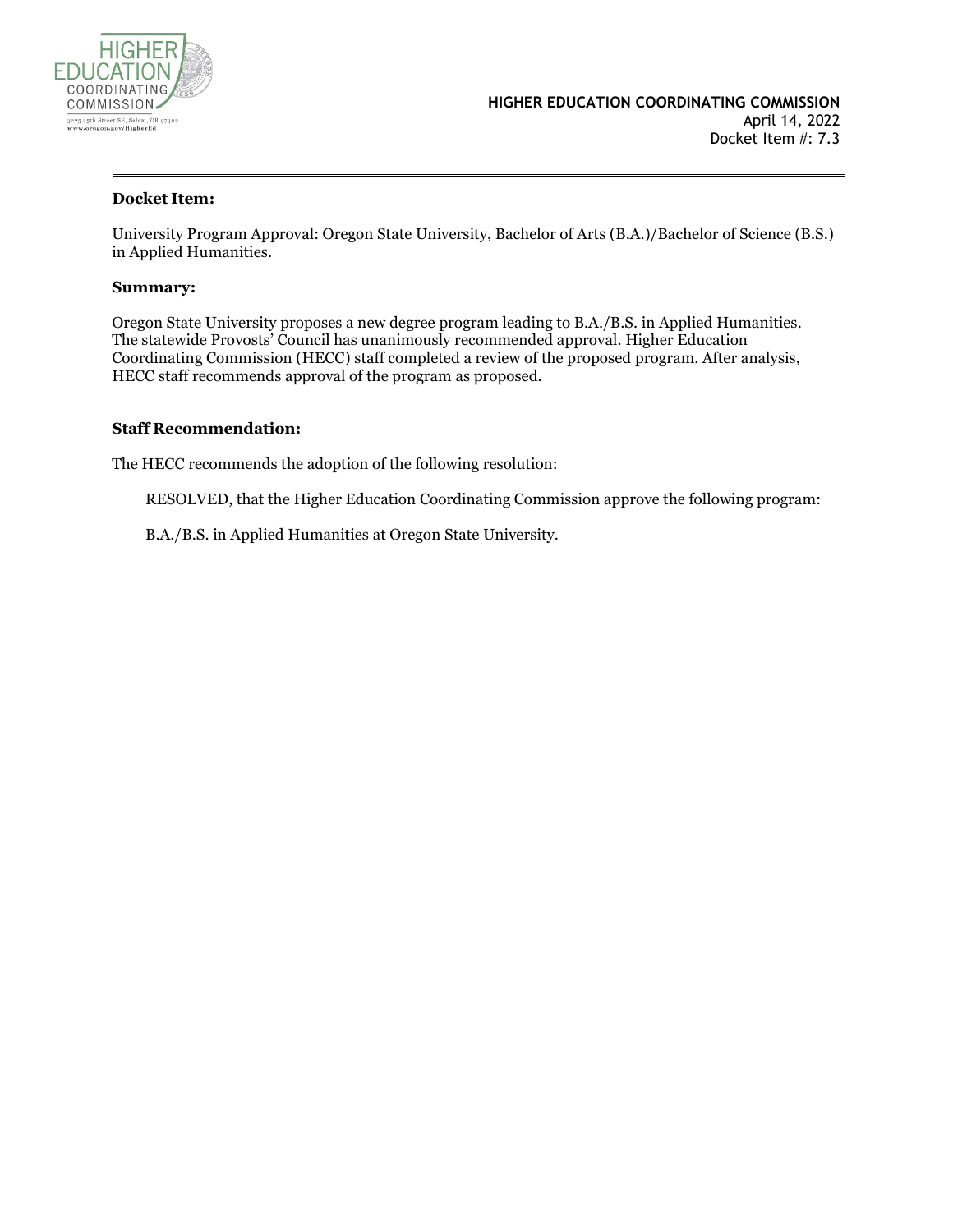HIGHER EDUCATION COORDINATING COMMISSION

3225 25th Street SE, Salem, OR 97302
www.oregon.gov/HigherEd

**HIGHER EDUCATION COORDINATING COMMISSION**
April 14, 2022
Docket Item #: 7.3

---

**Docket Item:**

University Program Approval: Oregon State University, Bachelor of Arts (B.A.)/Bachelor of Science (B.S.) in Applied Humanities.

**Summary:**

Oregon State University proposes a new degree program leading to B.A./B.S. in Applied Humanities. The statewide Provosts' Council has unanimously recommended approval. Higher Education Coordinating Commission (HECC) staff completed a review of the proposed program. After analysis, HECC staff recommends approval of the program as proposed.

**Staff Recommendation:**

The HECC recommends the adoption of the following resolution:

> RESOLVED, that the Higher Education Coordinating Commission approve the following program:
>
> B.A./B.S. in Applied Humanities at Oregon State University.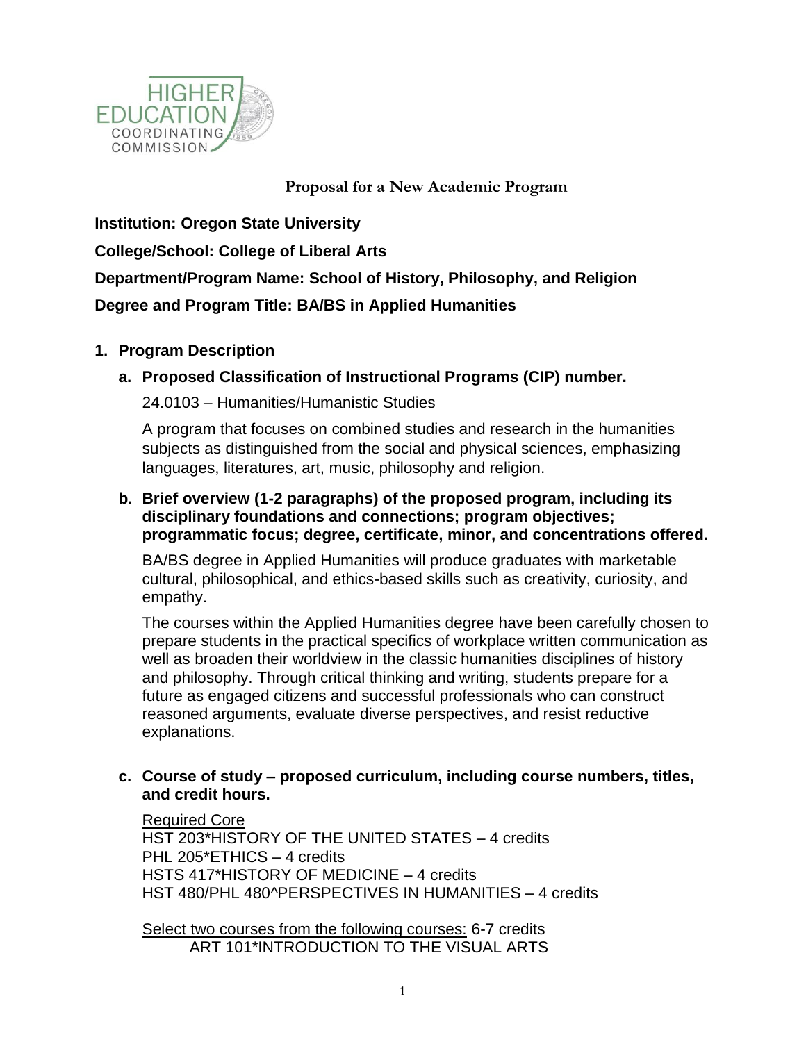Proposal for a New Academic Program

**Institution: Oregon State University**

**College/School: College of Liberal Arts**

**Department/Program Name: School of History, Philosophy, and Religion**

**Degree and Program Title: BA/BS in Applied Humanities**

## 1. Program Description

### a. Proposed Classification of Instructional Programs (CIP) number.

24.0103 – Humanities/Humanistic Studies

A program that focuses on combined studies and research in the humanities subjects as distinguished from the social and physical sciences, emphasizing languages, literatures, art, music, philosophy and religion.

### b. Brief overview (1-2 paragraphs) of the proposed program, including its disciplinary foundations and connections; program objectives; programmatic focus; degree, certificate, minor, and concentrations offered.

BA/BS degree in Applied Humanities will produce graduates with marketable cultural, philosophical, and ethics-based skills such as creativity, curiosity, and empathy.

The courses within the Applied Humanities degree have been carefully chosen to prepare students in the practical specifics of workplace written communication as well as broaden their worldview in the classic humanities disciplines of history and philosophy. Through critical thinking and writing, students prepare for a future as engaged citizens and successful professionals who can construct reasoned arguments, evaluate diverse perspectives, and resist reductive explanations.

### c. Course of study – proposed curriculum, including course numbers, titles, and credit hours.

Required Core
HST 203*HISTORY OF THE UNITED STATES – 4 credits
PHL 205*ETHICS – 4 credits
HSTS 417*HISTORY OF MEDICINE – 4 credits
HST 480/PHL 480^PERSPECTIVES IN HUMANITIES – 4 credits

Select two courses from the following courses: 6-7 credits
ART 101*INTRODUCTION TO THE VISUAL ARTS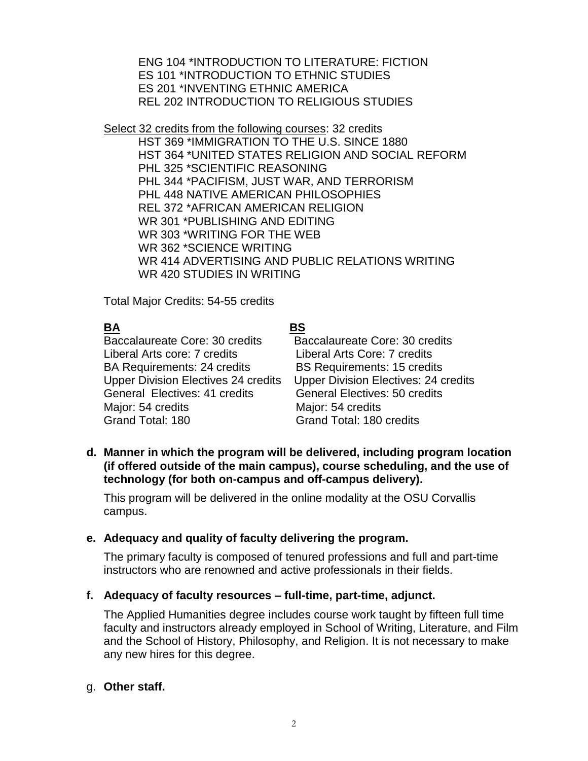ENG 104 *INTRODUCTION TO LITERATURE: FICTION
ES 101 *INTRODUCTION TO ETHNIC STUDIES
ES 201 *INVENTING ETHNIC AMERICA
REL 202 INTRODUCTION TO RELIGIOUS STUDIES

Select 32 credits from the following courses: 32 credits

HST 369 *IMMIGRATION TO THE U.S. SINCE 1880
HST 364 *UNITED STATES RELIGION AND SOCIAL REFORM
PHL 325 *SCIENTIFIC REASONING
PHL 344 *PACIFISM, JUST WAR, AND TERRORISM
PHL 448 NATIVE AMERICAN PHILOSOPHIES
REL 372 *AFRICAN AMERICAN RELIGION
WR 301 *PUBLISHING AND EDITING
WR 303 *WRITING FOR THE WEB
WR 362 *SCIENCE WRITING
WR 414 ADVERTISING AND PUBLIC RELATIONS WRITING
WR 420 STUDIES IN WRITING

Total Major Credits: 54-55 credits

| **BA** | **BS** |
|---|---|
| Baccalaureate Core: 30 credits | Baccalaureate Core: 30 credits |
| Liberal Arts core: 7 credits | Liberal Arts Core: 7 credits |
| BA Requirements: 24 credits | BS Requirements: 15 credits |
| Upper Division Electives 24 credits | Upper Division Electives: 24 credits |
| General Electives: 41 credits | General Electives: 50 credits |
| Major: 54 credits | Major: 54 credits |
| Grand Total: 180 | Grand Total: 180 credits |

**d. Manner in which the program will be delivered, including program location (if offered outside of the main campus), course scheduling, and the use of technology (for both on-campus and off-campus delivery).**

This program will be delivered in the online modality at the OSU Corvallis campus.

**e. Adequacy and quality of faculty delivering the program.**

The primary faculty is composed of tenured professions and full and part-time instructors who are renowned and active professionals in their fields.

**f. Adequacy of faculty resources – full-time, part-time, adjunct.**

The Applied Humanities degree includes course work taught by fifteen full time faculty and instructors already employed in School of Writing, Literature, and Film and the School of History, Philosophy, and Religion. It is not necessary to make any new hires for this degree.

g. **Other staff.**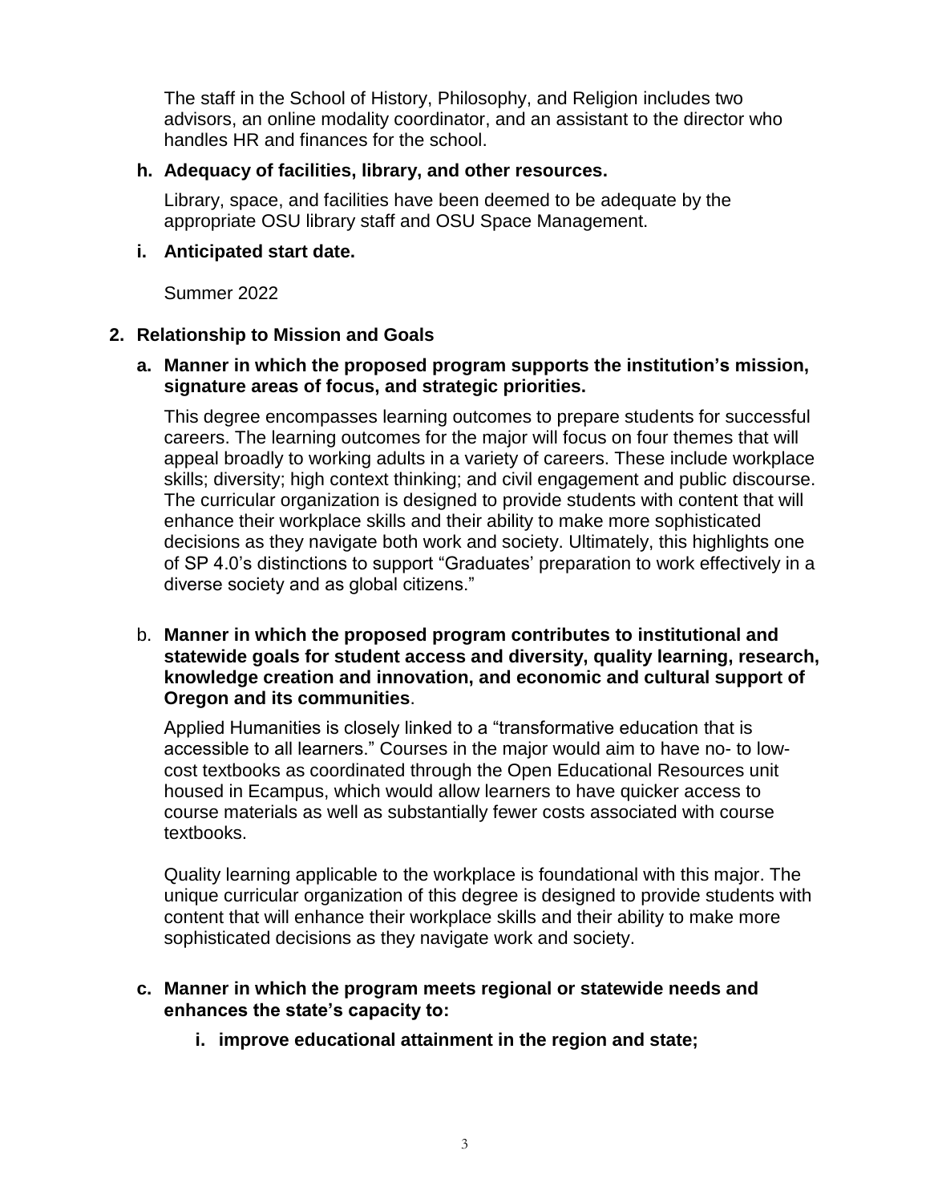The staff in the School of History, Philosophy, and Religion includes two advisors, an online modality coordinator, and an assistant to the director who handles HR and finances for the school.

**h. Adequacy of facilities, library, and other resources.**

Library, space, and facilities have been deemed to be adequate by the appropriate OSU library staff and OSU Space Management.

**i. Anticipated start date.**

Summer 2022

## 2. Relationship to Mission and Goals

**a. Manner in which the proposed program supports the institution's mission, signature areas of focus, and strategic priorities.**

This degree encompasses learning outcomes to prepare students for successful careers. The learning outcomes for the major will focus on four themes that will appeal broadly to working adults in a variety of careers. These include workplace skills; diversity; high context thinking; and civil engagement and public discourse. The curricular organization is designed to provide students with content that will enhance their workplace skills and their ability to make more sophisticated decisions as they navigate both work and society. Ultimately, this highlights one of SP 4.0's distinctions to support "Graduates' preparation to work effectively in a diverse society and as global citizens."

b. **Manner in which the proposed program contributes to institutional and statewide goals for student access and diversity, quality learning, research, knowledge creation and innovation, and economic and cultural support of Oregon and its communities**.

Applied Humanities is closely linked to a "transformative education that is accessible to all learners." Courses in the major would aim to have no- to low-cost textbooks as coordinated through the Open Educational Resources unit housed in Ecampus, which would allow learners to have quicker access to course materials as well as substantially fewer costs associated with course textbooks.

Quality learning applicable to the workplace is foundational with this major. The unique curricular organization of this degree is designed to provide students with content that will enhance their workplace skills and their ability to make more sophisticated decisions as they navigate work and society.

**c. Manner in which the program meets regional or statewide needs and enhances the state's capacity to:**

**i. improve educational attainment in the region and state;**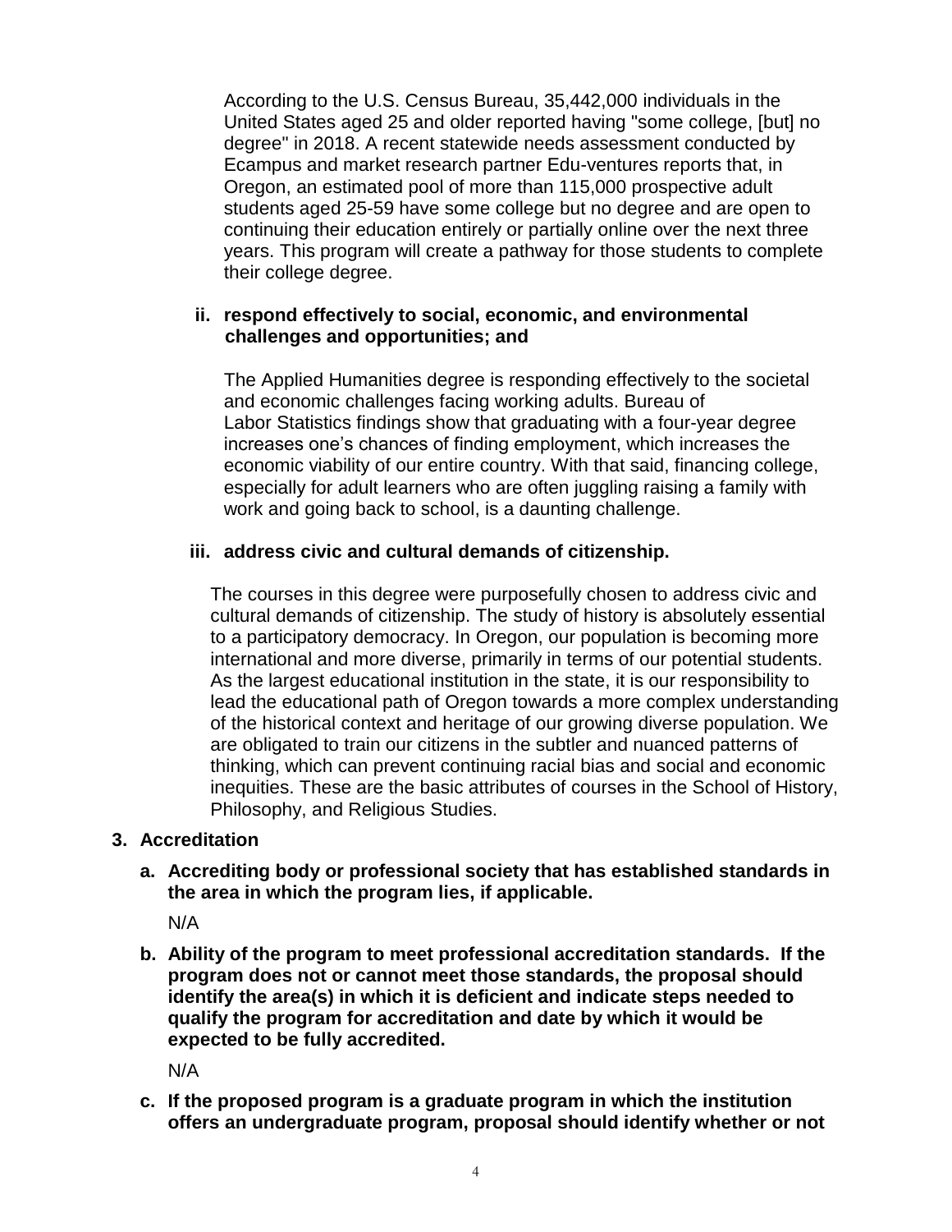According to the U.S. Census Bureau, 35,442,000 individuals in the United States aged 25 and older reported having "some college, [but] no degree" in 2018. A recent statewide needs assessment conducted by Ecampus and market research partner Edu-ventures reports that, in Oregon, an estimated pool of more than 115,000 prospective adult students aged 25-59 have some college but no degree and are open to continuing their education entirely or partially online over the next three years. This program will create a pathway for those students to complete their college degree.

**ii. respond effectively to social, economic, and environmental challenges and opportunities; and**

The Applied Humanities degree is responding effectively to the societal and economic challenges facing working adults. Bureau of Labor Statistics findings show that graduating with a four-year degree increases one's chances of finding employment, which increases the economic viability of our entire country. With that said, financing college, especially for adult learners who are often juggling raising a family with work and going back to school, is a daunting challenge.

**iii. address civic and cultural demands of citizenship.**

The courses in this degree were purposefully chosen to address civic and cultural demands of citizenship. The study of history is absolutely essential to a participatory democracy. In Oregon, our population is becoming more international and more diverse, primarily in terms of our potential students. As the largest educational institution in the state, it is our responsibility to lead the educational path of Oregon towards a more complex understanding of the historical context and heritage of our growing diverse population. We are obligated to train our citizens in the subtler and nuanced patterns of thinking, which can prevent continuing racial bias and social and economic inequities. These are the basic attributes of courses in the School of History, Philosophy, and Religious Studies.

**3. Accreditation**

**a. Accrediting body or professional society that has established standards in the area in which the program lies, if applicable.**

N/A

**b. Ability of the program to meet professional accreditation standards. If the program does not or cannot meet those standards, the proposal should identify the area(s) in which it is deficient and indicate steps needed to qualify the program for accreditation and date by which it would be expected to be fully accredited.**

N/A

**c. If the proposed program is a graduate program in which the institution offers an undergraduate program, proposal should identify whether or not**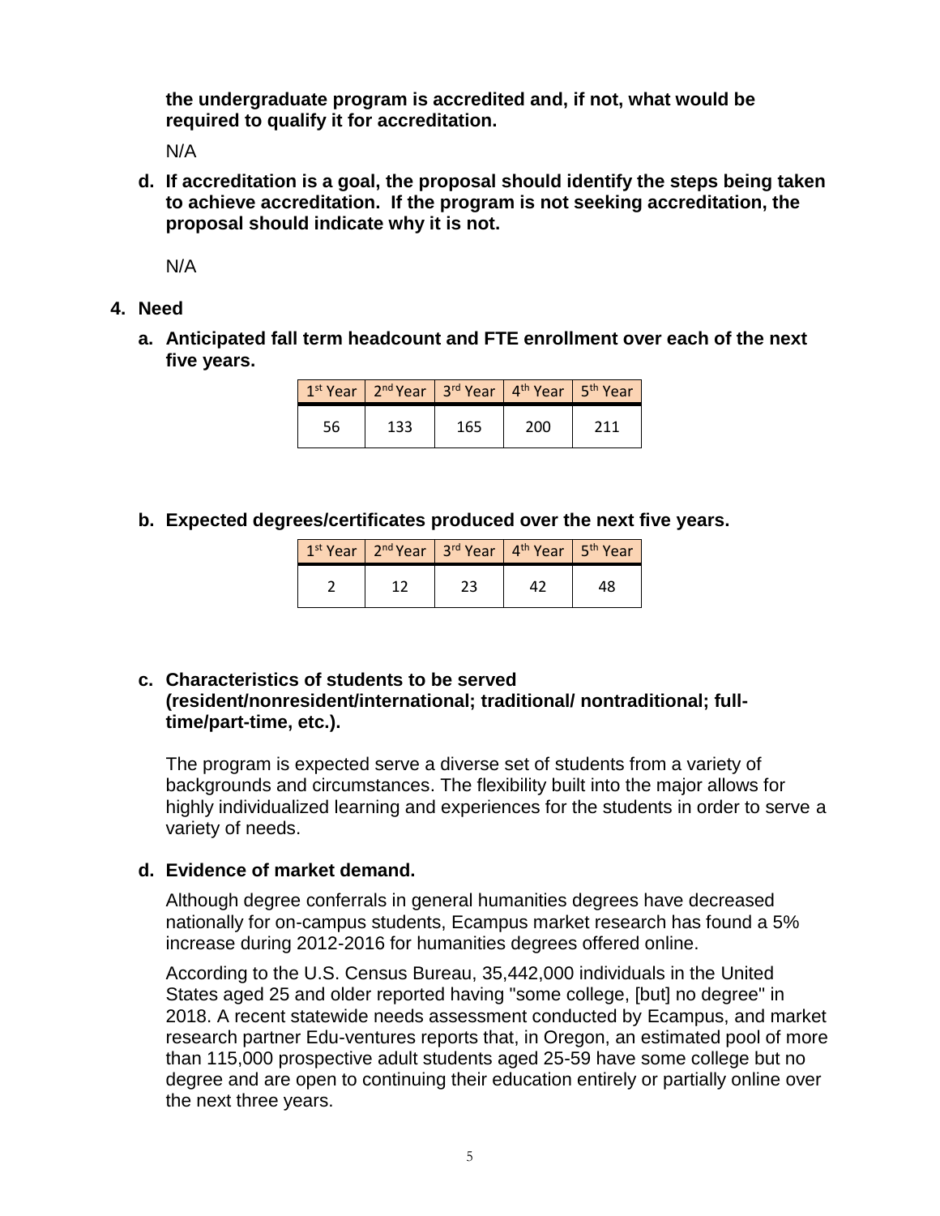**the undergraduate program is accredited and, if not, what would be required to qualify it for accreditation.**

N/A

**d. If accreditation is a goal, the proposal should identify the steps being taken to achieve accreditation. If the program is not seeking accreditation, the proposal should indicate why it is not.**

N/A

**4. Need**

**a. Anticipated fall term headcount and FTE enrollment over each of the next five years.**

| 1st Year | 2nd Year | 3rd Year | 4th Year | 5th Year |
|---|---|---|---|---|
| 56 | 133 | 165 | 200 | 211 |

**b. Expected degrees/certificates produced over the next five years.**

| 1st Year | 2nd Year | 3rd Year | 4th Year | 5th Year |
|---|---|---|---|---|
| 2 | 12 | 23 | 42 | 48 |

**c. Characteristics of students to be served (resident/nonresident/international; traditional/ nontraditional; full-time/part-time, etc.).**

The program is expected serve a diverse set of students from a variety of backgrounds and circumstances. The flexibility built into the major allows for highly individualized learning and experiences for the students in order to serve a variety of needs.

**d. Evidence of market demand.**

Although degree conferrals in general humanities degrees have decreased nationally for on-campus students, Ecampus market research has found a 5% increase during 2012-2016 for humanities degrees offered online.

According to the U.S. Census Bureau, 35,442,000 individuals in the United States aged 25 and older reported having "some college, [but] no degree" in 2018. A recent statewide needs assessment conducted by Ecampus, and market research partner Edu-ventures reports that, in Oregon, an estimated pool of more than 115,000 prospective adult students aged 25-59 have some college but no degree and are open to continuing their education entirely or partially online over the next three years.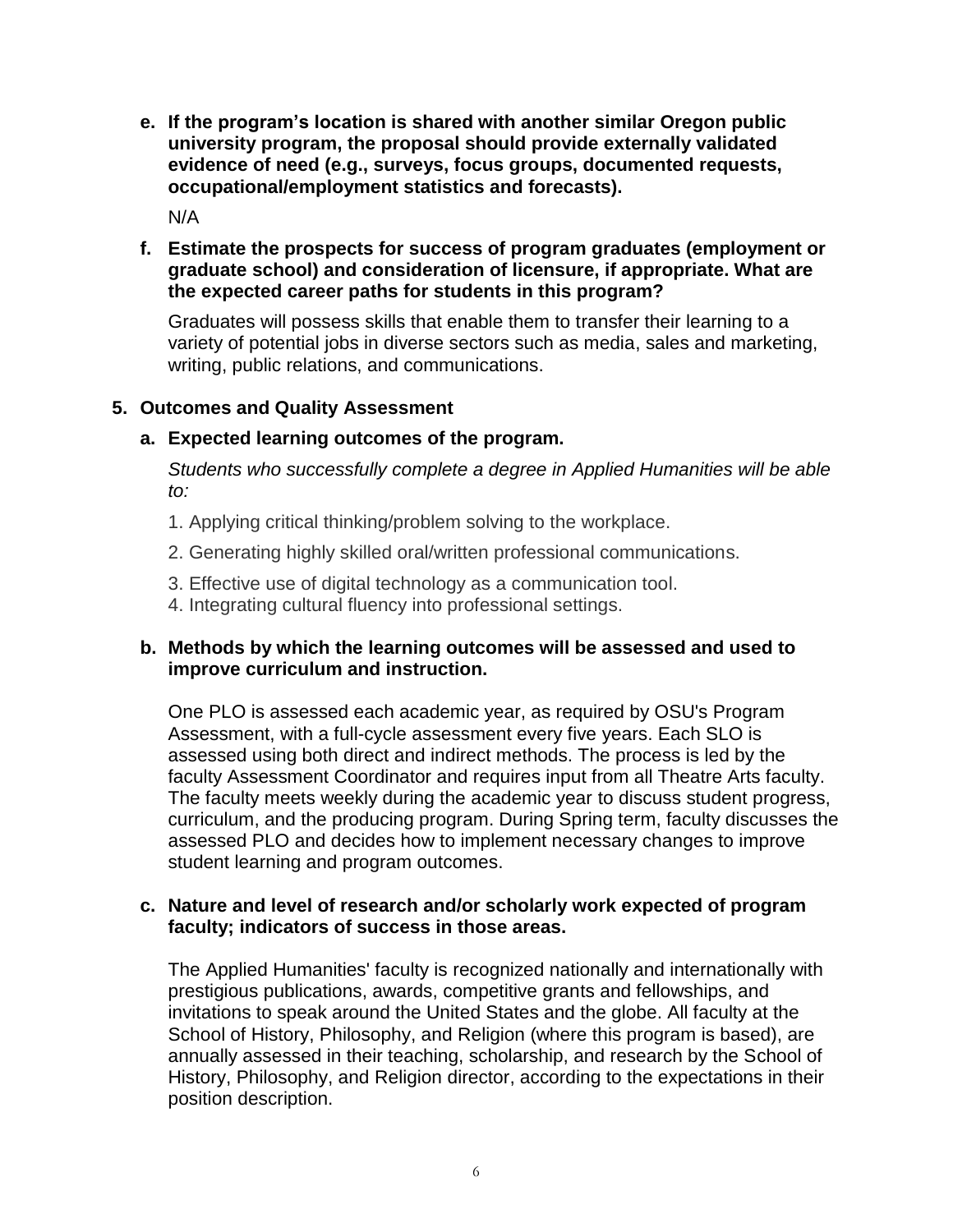**e. If the program's location is shared with another similar Oregon public university program, the proposal should provide externally validated evidence of need (e.g., surveys, focus groups, documented requests, occupational/employment statistics and forecasts).**

N/A

**f. Estimate the prospects for success of program graduates (employment or graduate school) and consideration of licensure, if appropriate. What are the expected career paths for students in this program?**

Graduates will possess skills that enable them to transfer their learning to a variety of potential jobs in diverse sectors such as media, sales and marketing, writing, public relations, and communications.

## 5. Outcomes and Quality Assessment

**a. Expected learning outcomes of the program.**

*Students who successfully complete a degree in Applied Humanities will be able to:*

1. Applying critical thinking/problem solving to the workplace.
2. Generating highly skilled oral/written professional communications.
3. Effective use of digital technology as a communication tool.
4. Integrating cultural fluency into professional settings.

**b. Methods by which the learning outcomes will be assessed and used to improve curriculum and instruction.**

One PLO is assessed each academic year, as required by OSU's Program Assessment, with a full-cycle assessment every five years. Each SLO is assessed using both direct and indirect methods. The process is led by the faculty Assessment Coordinator and requires input from all Theatre Arts faculty. The faculty meets weekly during the academic year to discuss student progress, curriculum, and the producing program. During Spring term, faculty discusses the assessed PLO and decides how to implement necessary changes to improve student learning and program outcomes.

**c. Nature and level of research and/or scholarly work expected of program faculty; indicators of success in those areas.**

The Applied Humanities' faculty is recognized nationally and internationally with prestigious publications, awards, competitive grants and fellowships, and invitations to speak around the United States and the globe. All faculty at the School of History, Philosophy, and Religion (where this program is based), are annually assessed in their teaching, scholarship, and research by the School of History, Philosophy, and Religion director, according to the expectations in their position description.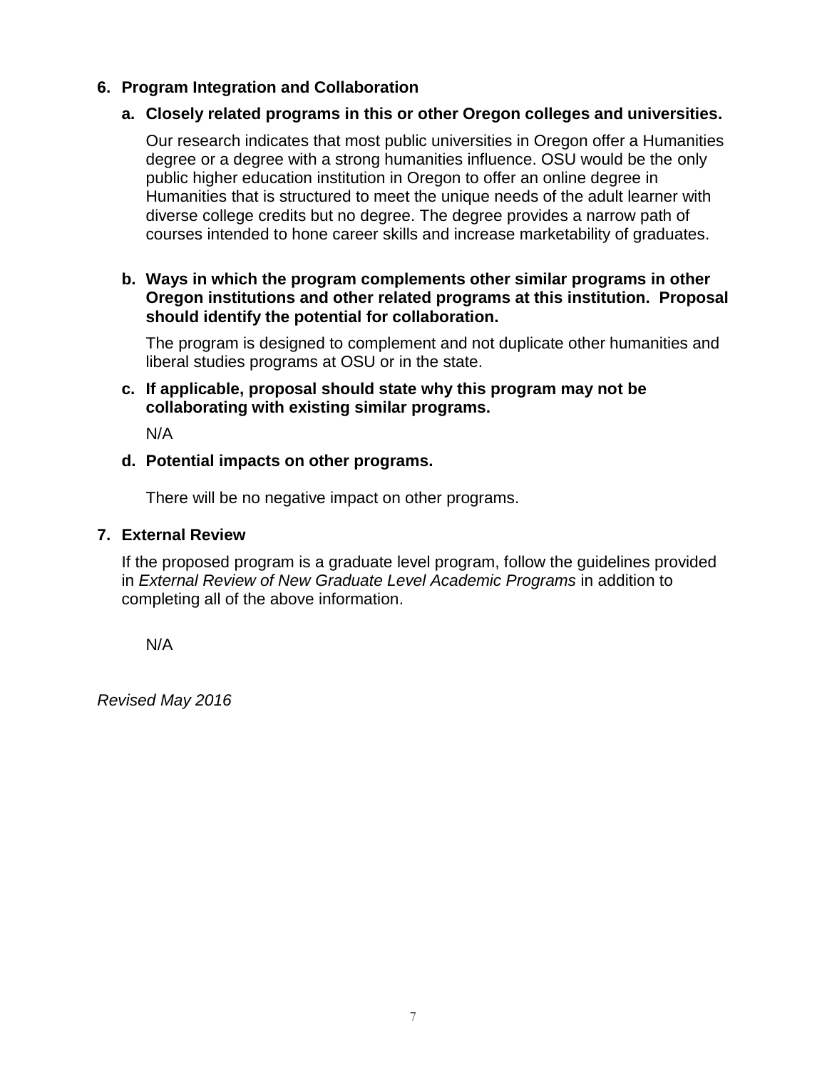## 6. Program Integration and Collaboration

### a. Closely related programs in this or other Oregon colleges and universities.

Our research indicates that most public universities in Oregon offer a Humanities degree or a degree with a strong humanities influence. OSU would be the only public higher education institution in Oregon to offer an online degree in Humanities that is structured to meet the unique needs of the adult learner with diverse college credits but no degree. The degree provides a narrow path of courses intended to hone career skills and increase marketability of graduates.

### b. Ways in which the program complements other similar programs in other Oregon institutions and other related programs at this institution. Proposal should identify the potential for collaboration.

The program is designed to complement and not duplicate other humanities and liberal studies programs at OSU or in the state.

### c. If applicable, proposal should state why this program may not be collaborating with existing similar programs.

N/A

### d. Potential impacts on other programs.

There will be no negative impact on other programs.

## 7. External Review

If the proposed program is a graduate level program, follow the guidelines provided in *External Review of New Graduate Level Academic Programs* in addition to completing all of the above information.

N/A

*Revised May 2016*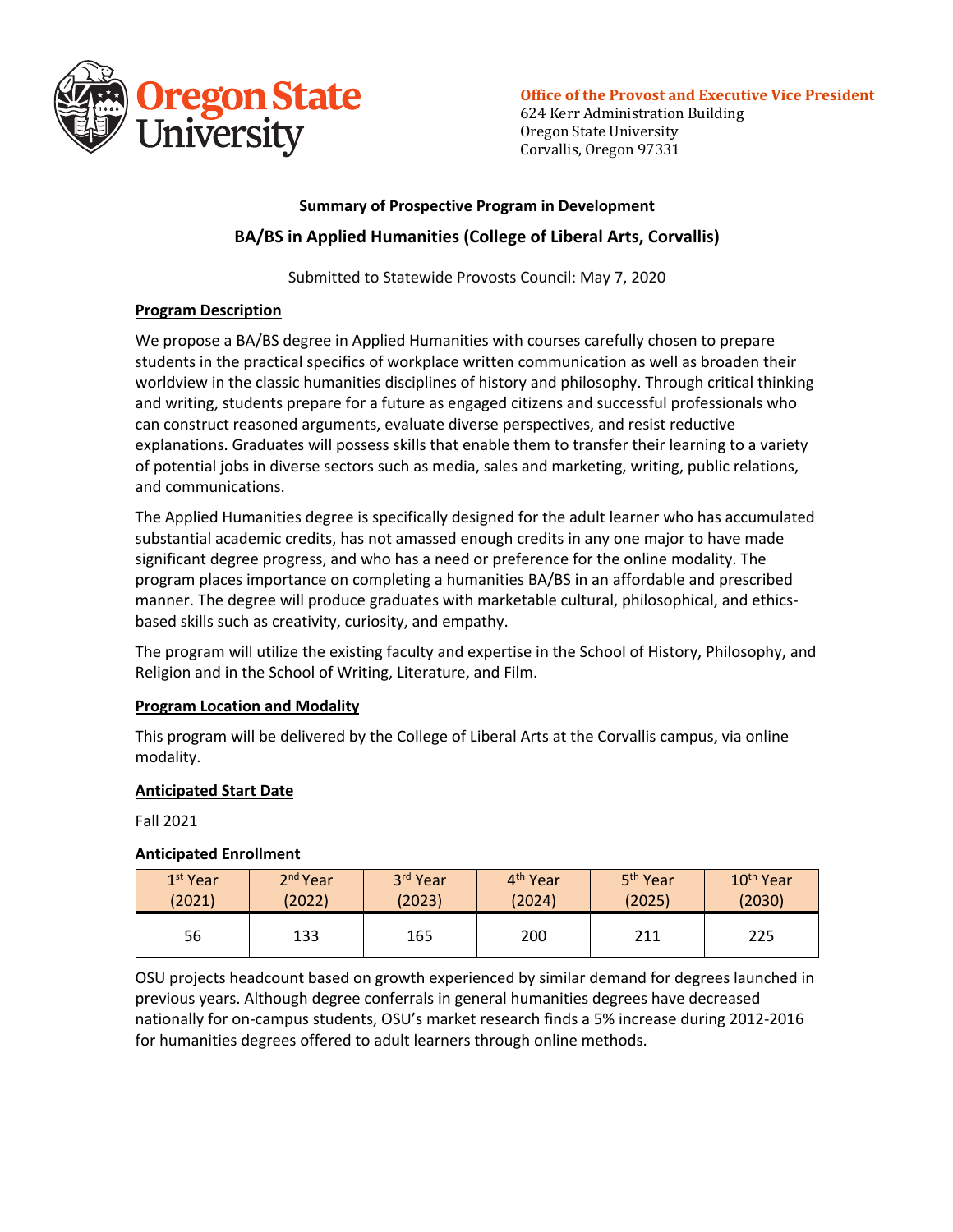Oregon State University

**Office of the Provost and Executive Vice President**
624 Kerr Administration Building
Oregon State University
Corvallis, Oregon 97331

**Summary of Prospective Program in Development**

**BA/BS in Applied Humanities (College of Liberal Arts, Corvallis)**

Submitted to Statewide Provosts Council: May 7, 2020

**Program Description**

We propose a BA/BS degree in Applied Humanities with courses carefully chosen to prepare students in the practical specifics of workplace written communication as well as broaden their worldview in the classic humanities disciplines of history and philosophy. Through critical thinking and writing, students prepare for a future as engaged citizens and successful professionals who can construct reasoned arguments, evaluate diverse perspectives, and resist reductive explanations. Graduates will possess skills that enable them to transfer their learning to a variety of potential jobs in diverse sectors such as media, sales and marketing, writing, public relations, and communications.

The Applied Humanities degree is specifically designed for the adult learner who has accumulated substantial academic credits, has not amassed enough credits in any one major to have made significant degree progress, and who has a need or preference for the online modality. The program places importance on completing a humanities BA/BS in an affordable and prescribed manner. The degree will produce graduates with marketable cultural, philosophical, and ethics-based skills such as creativity, curiosity, and empathy.

The program will utilize the existing faculty and expertise in the School of History, Philosophy, and Religion and in the School of Writing, Literature, and Film.

**Program Location and Modality**

This program will be delivered by the College of Liberal Arts at the Corvallis campus, via online modality.

**Anticipated Start Date**

Fall 2021

**Anticipated Enrollment**

| 1st Year (2021) | 2nd Year (2022) | 3rd Year (2023) | 4th Year (2024) | 5th Year (2025) | 10th Year (2030) |
|---|---|---|---|---|---|
| 56 | 133 | 165 | 200 | 211 | 225 |

OSU projects headcount based on growth experienced by similar demand for degrees launched in previous years. Although degree conferrals in general humanities degrees have decreased nationally for on-campus students, OSU's market research finds a 5% increase during 2012-2016 for humanities degrees offered to adult learners through online methods.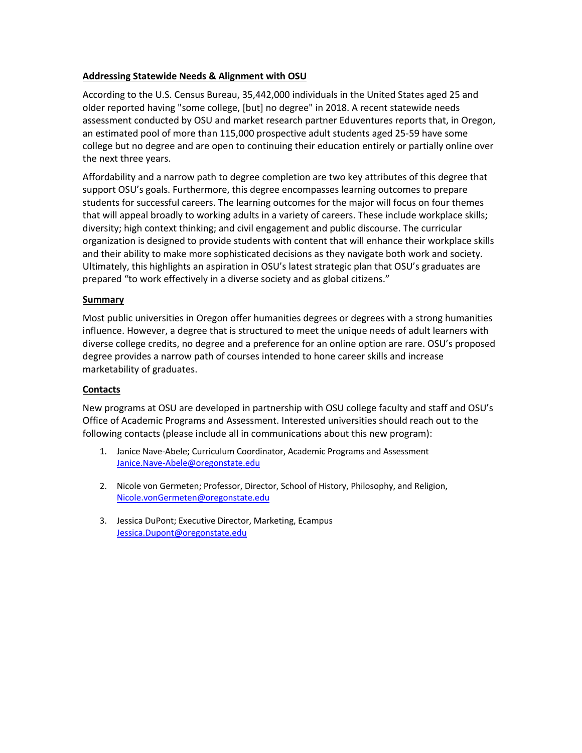**Addressing Statewide Needs & Alignment with OSU**

According to the U.S. Census Bureau, 35,442,000 individuals in the United States aged 25 and older reported having "some college, [but] no degree" in 2018. A recent statewide needs assessment conducted by OSU and market research partner Eduventures reports that, in Oregon, an estimated pool of more than 115,000 prospective adult students aged 25-59 have some college but no degree and are open to continuing their education entirely or partially online over the next three years.

Affordability and a narrow path to degree completion are two key attributes of this degree that support OSU's goals. Furthermore, this degree encompasses learning outcomes to prepare students for successful careers. The learning outcomes for the major will focus on four themes that will appeal broadly to working adults in a variety of careers. These include workplace skills; diversity; high context thinking; and civil engagement and public discourse. The curricular organization is designed to provide students with content that will enhance their workplace skills and their ability to make more sophisticated decisions as they navigate both work and society. Ultimately, this highlights an aspiration in OSU's latest strategic plan that OSU's graduates are prepared "to work effectively in a diverse society and as global citizens."

**Summary**

Most public universities in Oregon offer humanities degrees or degrees with a strong humanities influence. However, a degree that is structured to meet the unique needs of adult learners with diverse college credits, no degree and a preference for an online option are rare. OSU's proposed degree provides a narrow path of courses intended to hone career skills and increase marketability of graduates.

**Contacts**

New programs at OSU are developed in partnership with OSU college faculty and staff and OSU's Office of Academic Programs and Assessment. Interested universities should reach out to the following contacts (please include all in communications about this new program):

1. Janice Nave-Abele; Curriculum Coordinator, Academic Programs and Assessment
   Janice.Nave-Abele@oregonstate.edu

2. Nicole von Germeten; Professor, Director, School of History, Philosophy, and Religion,
   Nicole.vonGermeten@oregonstate.edu

3. Jessica DuPont; Executive Director, Marketing, Ecampus
   Jessica.Dupont@oregonstate.edu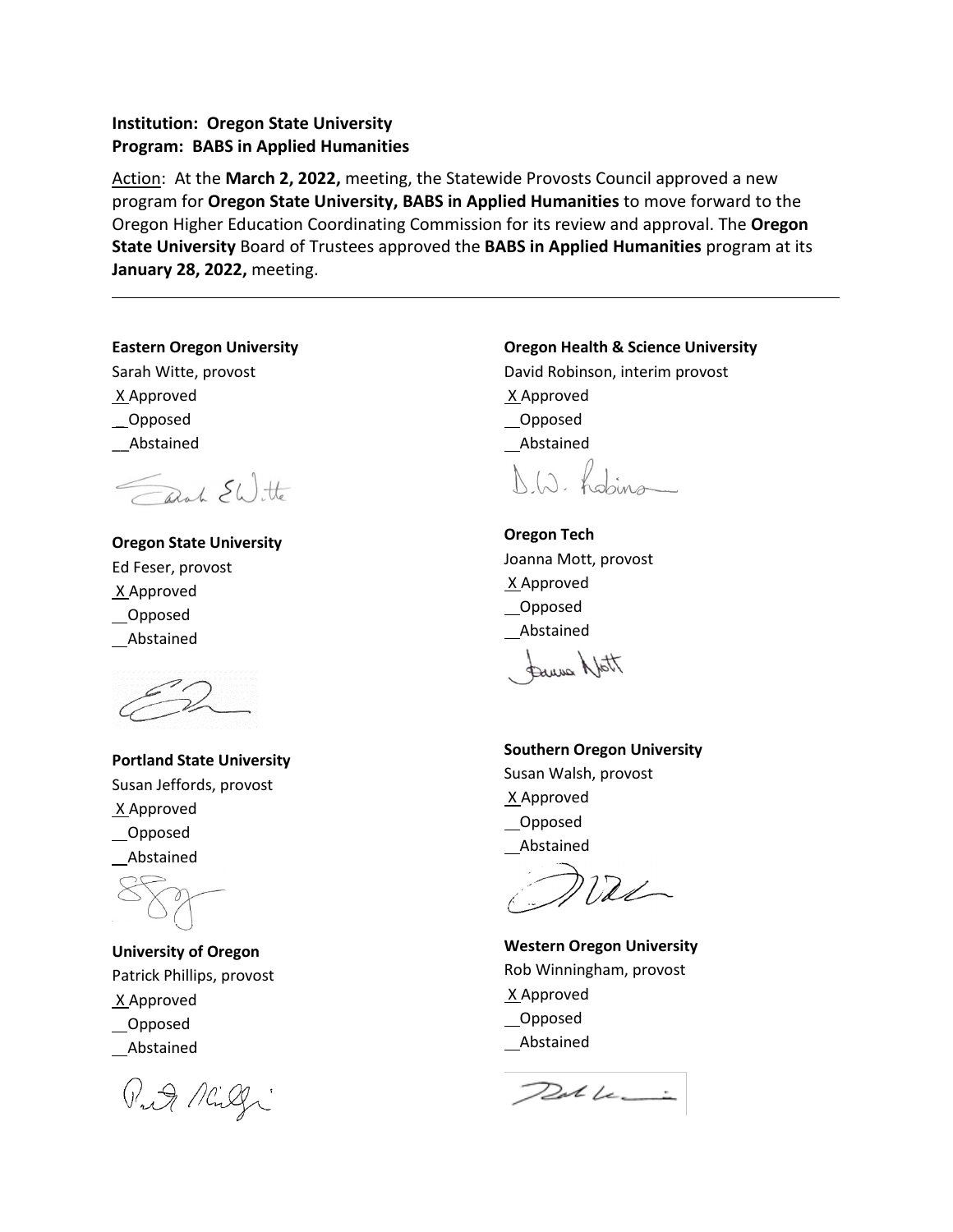**Institution: Oregon State University**
**Program: BABS in Applied Humanities**

Action: At the **March 2, 2022,** meeting, the Statewide Provosts Council approved a new program for **Oregon State University, BABS in Applied Humanities** to move forward to the Oregon Higher Education Coordinating Commission for its review and approval. The **Oregon State University** Board of Trustees approved the **BABS in Applied Humanities** program at its **January 28, 2022,** meeting.

---

**Eastern Oregon University**
Sarah Witte, provost
X Approved
__Opposed
__Abstained

**Oregon State University**
Ed Feser, provost
X Approved
__Opposed
__Abstained

**Portland State University**
Susan Jeffords, provost
X Approved
__Opposed
__Abstained

**University of Oregon**
Patrick Phillips, provost
X Approved
__Opposed
__Abstained

**Oregon Health & Science University**
David Robinson, interim provost
X Approved
__Opposed
__Abstained

**Oregon Tech**
Joanna Mott, provost
X Approved
__Opposed
__Abstained

**Southern Oregon University**
Susan Walsh, provost
X Approved
__Opposed
__Abstained

**Western Oregon University**
Rob Winningham, provost
X Approved
__Opposed
__Abstained